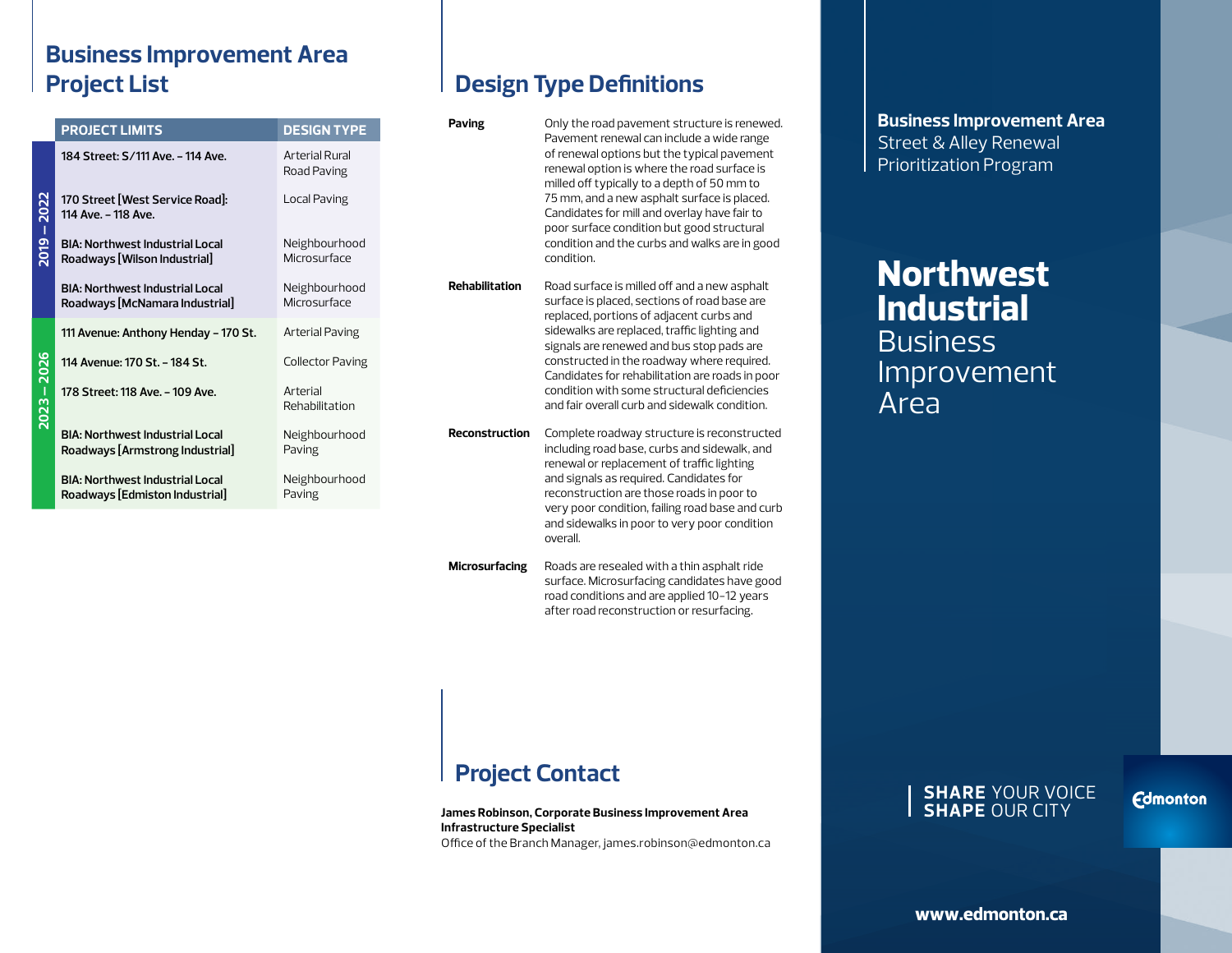## Business Improvement Area Project List

| | PROJECT LIMITS | DESIGN TYPE |
|---|---|---|
| 2019 – 2022 | 184 Street: S/111 Ave. – 114 Ave. | Arterial Rural Road Paving |
| 2019 – 2022 | 170 Street [West Service Road]: 114 Ave. – 118 Ave. | Local Paving |
| 2019 – 2022 | BIA: Northwest Industrial Local Roadways [Wilson Industrial] | Neighbourhood Microsurface |
| 2019 – 2022 | BIA: Northwest Industrial Local Roadways [McNamara Industrial] | Neighbourhood Microsurface |
| 2023 – 2026 | 111 Avenue: Anthony Henday – 170 St. | Arterial Paving |
| 2023 – 2026 | 114 Avenue: 170 St. – 184 St. | Collector Paving |
| 2023 – 2026 | 178 Street: 118 Ave. – 109 Ave. | Arterial Rehabilitation |
| 2023 – 2026 | BIA: Northwest Industrial Local Roadways [Armstrong Industrial] | Neighbourhood Paving |
| 2023 – 2026 | BIA: Northwest Industrial Local Roadways [Edmiston Industrial] | Neighbourhood Paving |

## Design Type Definitions

**Paving** — Only the road pavement structure is renewed. Pavement renewal can include a wide range of renewal options but the typical pavement renewal option is where the road surface is milled off typically to a depth of 50 mm to 75 mm, and a new asphalt surface is placed. Candidates for mill and overlay have fair to poor surface condition but good structural condition and the curbs and walks are in good condition.

**Rehabilitation** — Road surface is milled off and a new asphalt surface is placed, sections of road base are replaced, portions of adjacent curbs and sidewalks are replaced, traffic lighting and signals are renewed and bus stop pads are constructed in the roadway where required. Candidates for rehabilitation are roads in poor condition with some structural deficiencies and fair overall curb and sidewalk condition.

**Reconstruction** — Complete roadway structure is reconstructed including road base, curbs and sidewalk, and renewal or replacement of traffic lighting and signals as required. Candidates for reconstruction are those roads in poor to very poor condition, failing road base and curb and sidewalks in poor to very poor condition overall.

**Microsurfacing** — Roads are resealed with a thin asphalt ride surface. Microsurfacing candidates have good road conditions and are applied 10–12 years after road reconstruction or resurfacing.

## Project Contact

**James Robinson, Corporate Business Improvement Area Infrastructure Specialist**
Office of the Branch Manager, james.robinson@edmonton.ca

**Business Improvement Area**
Street & Alley Renewal Prioritization Program

# Northwest Industrial Business Improvement Area

**SHARE** YOUR VOICE
**SHAPE** OUR CITY

Edmonton

**www.edmonton.ca**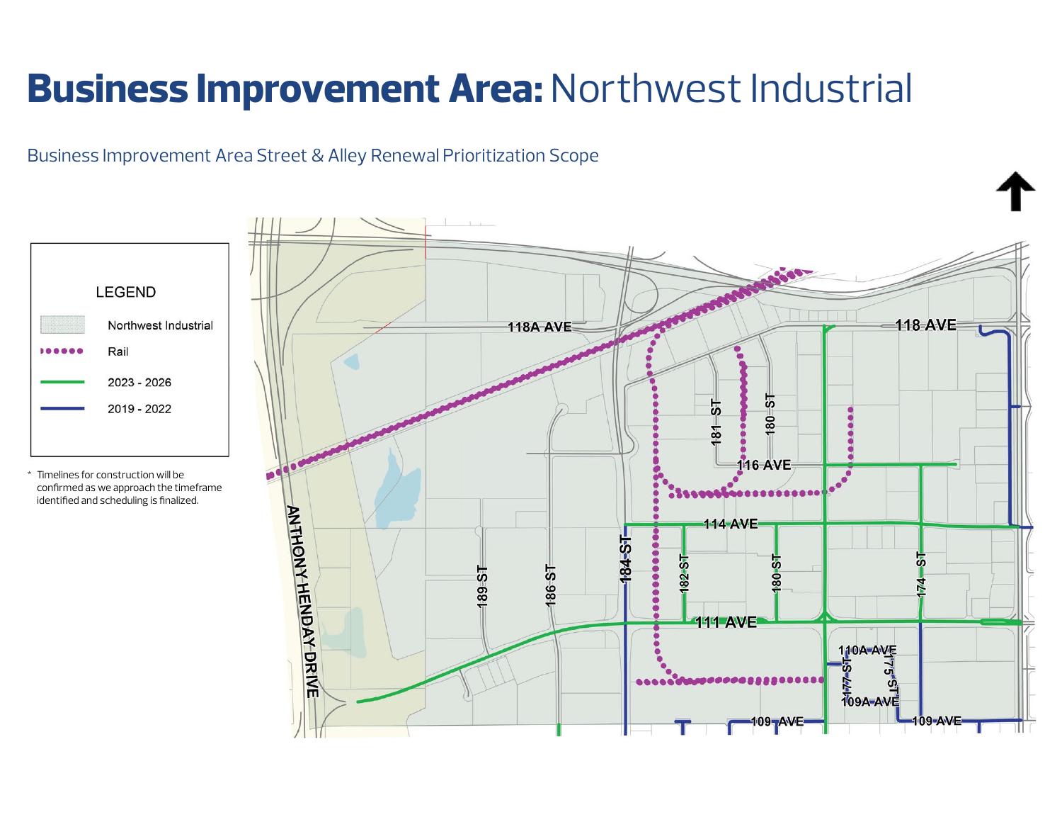# **Business Improvement Area:** Northwest Industrial

Business Improvement Area Street & Alley Renewal Prioritization Scope

LEGEND

Northwest Industrial

Rail

2023 - 2026

2019 - 2022

\* Timelines for construction will be confirmed as we approach the timeframe identified and scheduling is finalized.

118A AVE

118 AVE

181 ST

180 ST

116 AVE

114 AVE

ANTHONY HENDAY DRIVE

189 ST

186 ST

184 ST

182 ST

180 ST

174 ST

111 AVE

110A AVE

177 ST

175 ST

109A AVE

109 AVE

109 AVE